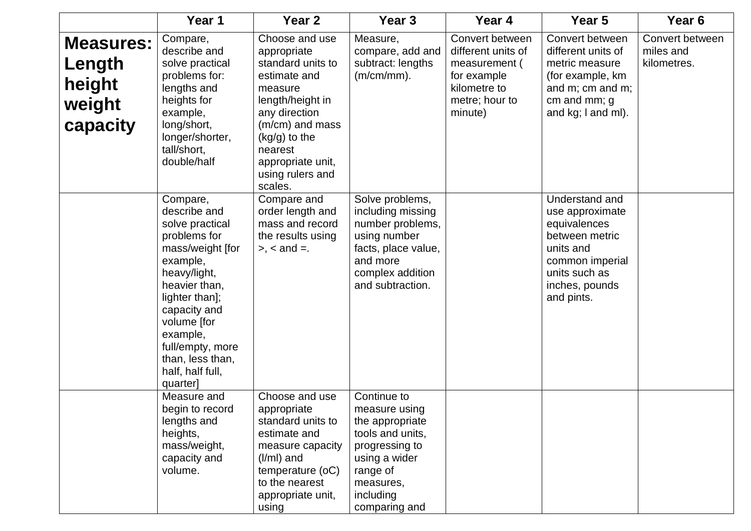| | Year 1 | Year 2 | Year 3 | Year 4 | Year 5 | Year 6 |
|---|---|---|---|---|---|---|
| **Measures: Length height weight capacity** | Compare, describe and solve practical problems for: lengths and heights for example, long/short, longer/shorter, tall/short, double/half | Choose and use appropriate standard units to estimate and measure length/height in any direction (m/cm) and mass (kg/g) to the nearest appropriate unit, using rulers and scales. | Measure, compare, add and subtract: lengths (m/cm/mm). | Convert between different units of measurement ( for example kilometre to metre; hour to minute) | Convert between different units of metric measure (for example, km and m; cm and m; cm and mm; g and kg; l and ml). | Convert between miles and kilometres. |
| | Compare, describe and solve practical problems for mass/weight [for example, heavy/light, heavier than, lighter than]; capacity and volume [for example, full/empty, more than, less than, half, half full, quarter] | Compare and order length and mass and record the results using >, < and =. | Solve problems, including missing number problems, using number facts, place value, and more complex addition and subtraction. | | Understand and use approximate equivalences between metric units and common imperial units such as inches, pounds and pints. | |
| | Measure and begin to record lengths and heights, mass/weight, capacity and volume. | Choose and use appropriate standard units to estimate and measure capacity (l/ml) and temperature (oC) to the nearest appropriate unit, using | Continue to measure using the appropriate tools and units, progressing to using a wider range of measures, including comparing and | | | |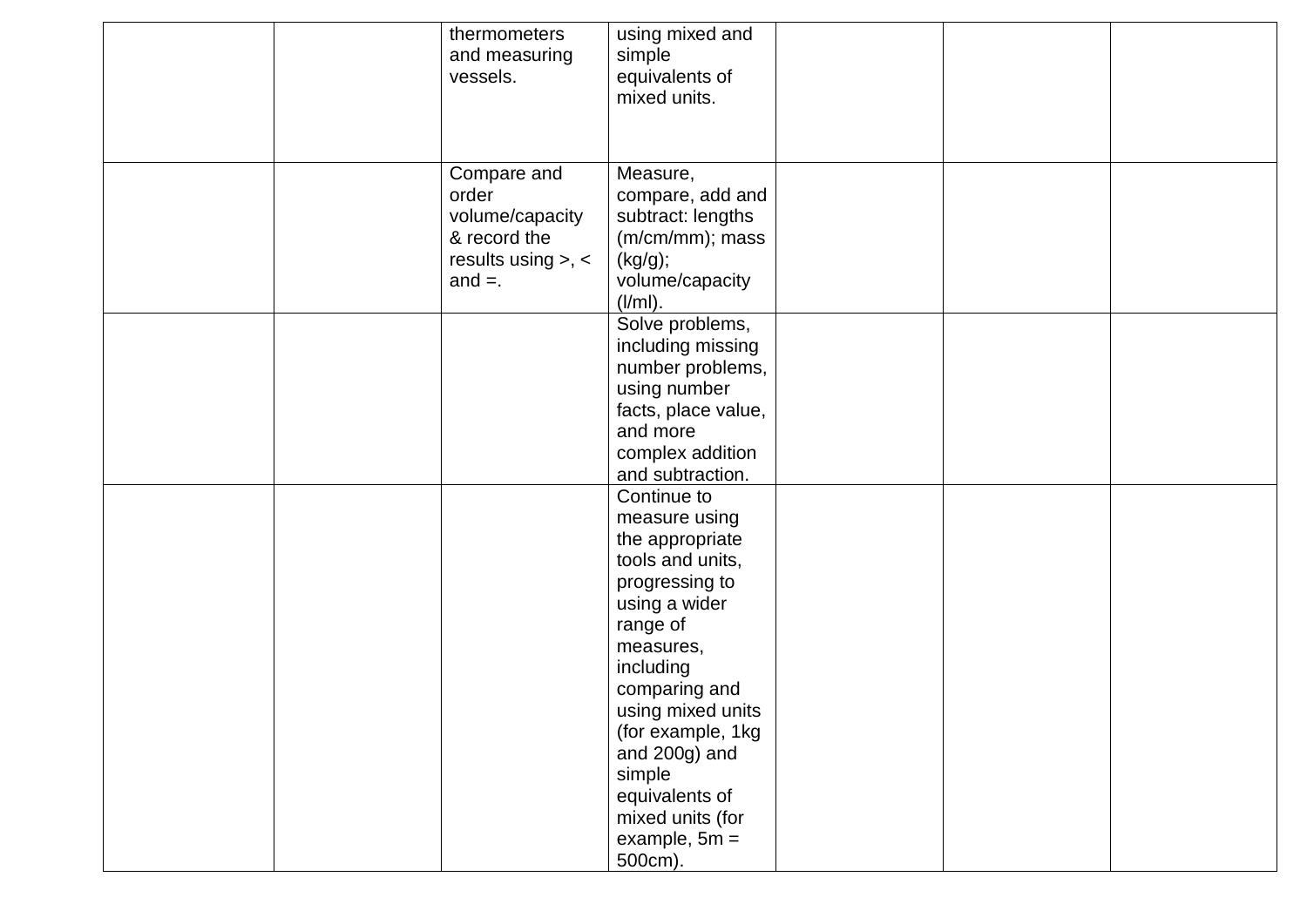| | | | | | | |
|---|---|---|---|---|---|---|
| | | thermometers and measuring vessels. | using mixed and simple equivalents of mixed units. | | | |
| | | Compare and order volume/capacity & record the results using >, < and =. | Measure, compare, add and subtract: lengths (m/cm/mm); mass (kg/g); volume/capacity (l/ml). | | | |
| | | | Solve problems, including missing number problems, using number facts, place value, and more complex addition and subtraction. | | | |
| | | | Continue to measure using the appropriate tools and units, progressing to using a wider range of measures, including comparing and using mixed units (for example, 1kg and 200g) and simple equivalents of mixed units (for example, 5m = 500cm). | | | |